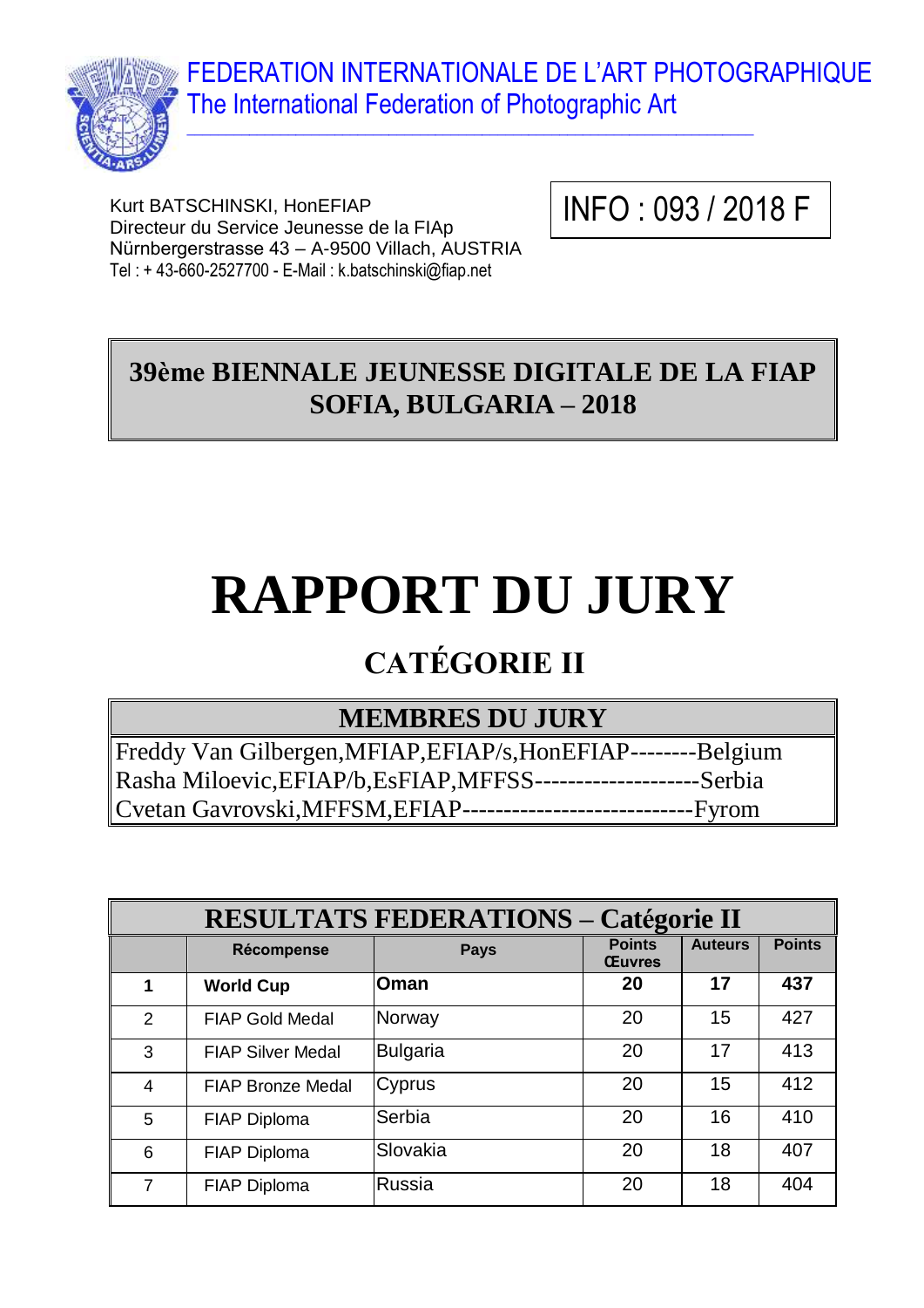FEDERATION INTERNATIONALE DE L'ART PHOTOGRAPHIQUE
The International Federation of Photographic Art

Kurt BATSCHINSKI, HonEFIAP
Directeur du Service Jeunesse de la FIAp
Nürnbergerstrasse 43 – A-9500 Villach, AUSTRIA
Tel : + 43-660-2527700 - E-Mail : k.batschinski@fiap.net

INFO : 093 / 2018 F

## 39ème BIENNALE JEUNESSE DIGITALE DE LA FIAP SOFIA, BULGARIA – 2018

# RAPPORT DU JURY

## CATÉGORIE II

| MEMBRES DU JURY |
|---|
| Freddy Van Gilbergen,MFIAP,EFIAP/s,HonEFIAP--------Belgium |
| Rasha Miloevic,EFIAP/b,EsFIAP,MFFSS--------------------Serbia |
| Cvetan Gavrovski,MFFSM,EFIAP----------------------------Fyrom |

**RESULTATS FEDERATIONS – Catégorie II**

| | Récompense | Pays | Points Œuvres | Auteurs | Points |
|---|---|---|---|---|---|
| **1** | **World Cup** | **Oman** | **20** | **17** | **437** |
| 2 | FIAP Gold Medal | Norway | 20 | 15 | 427 |
| 3 | FIAP Silver Medal | Bulgaria | 20 | 17 | 413 |
| 4 | FIAP Bronze Medal | Cyprus | 20 | 15 | 412 |
| 5 | FIAP Diploma | Serbia | 20 | 16 | 410 |
| 6 | FIAP Diploma | Slovakia | 20 | 18 | 407 |
| 7 | FIAP Diploma | Russia | 20 | 18 | 404 |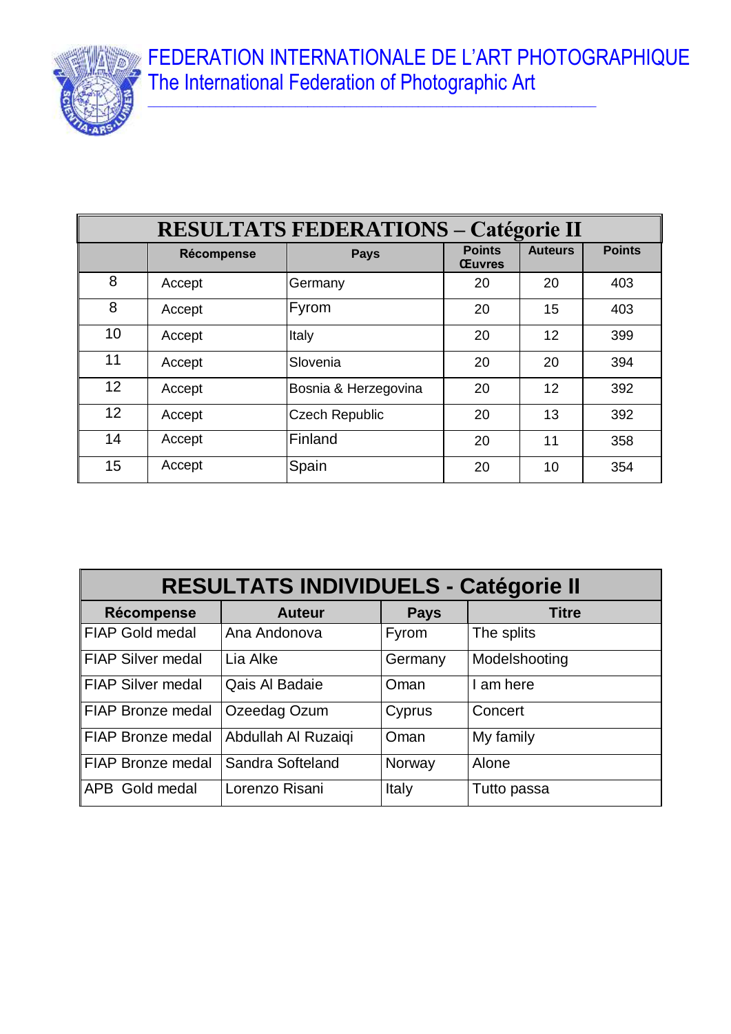# FEDERATION INTERNATIONALE DE L'ART PHOTOGRAPHIQUE

## The International Federation of Photographic Art

| RESULTATS FEDERATIONS – Catégorie II | | | | | |
|---|---|---|---|---|---|
| | Récompense | Pays | Points Œuvres | Auteurs | Points |
| 8 | Accept | Germany | 20 | 20 | 403 |
| 8 | Accept | Fyrom | 20 | 15 | 403 |
| 10 | Accept | Italy | 20 | 12 | 399 |
| 11 | Accept | Slovenia | 20 | 20 | 394 |
| 12 | Accept | Bosnia & Herzegovina | 20 | 12 | 392 |
| 12 | Accept | Czech Republic | 20 | 13 | 392 |
| 14 | Accept | Finland | 20 | 11 | 358 |
| 15 | Accept | Spain | 20 | 10 | 354 |

| RESULTATS INDIVIDUELS - Catégorie II | | | |
|---|---|---|---|
| Récompense | Auteur | Pays | Titre |
| FIAP Gold medal | Ana Andonova | Fyrom | The splits |
| FIAP Silver medal | Lia Alke | Germany | Modelshooting |
| FIAP Silver medal | Qais Al Badaie | Oman | I am here |
| FIAP Bronze medal | Ozeedag Ozum | Cyprus | Concert |
| FIAP Bronze medal | Abdullah Al Ruzaiqi | Oman | My family |
| FIAP Bronze medal | Sandra Softeland | Norway | Alone |
| APB Gold medal | Lorenzo Risani | Italy | Tutto passa |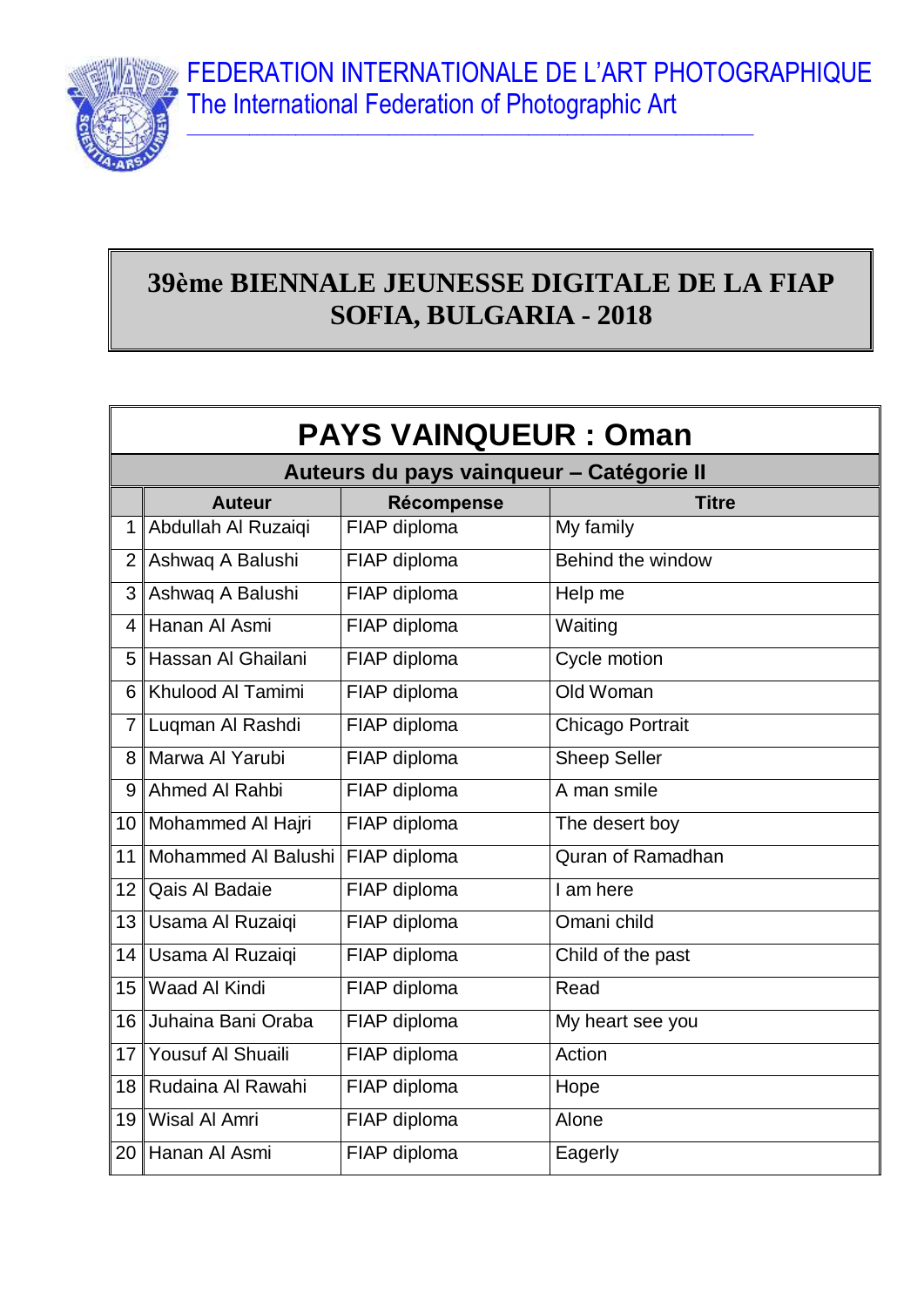FEDERATION INTERNATIONALE DE L'ART PHOTOGRAPHIQUE
The International Federation of Photographic Art

# 39ème BIENNALE JEUNESSE DIGITALE DE LA FIAP
# SOFIA, BULGARIA - 2018

## PAYS VAINQUEUR : Oman

### Auteurs du pays vainqueur – Catégorie II

| | Auteur | Récompense | Titre |
|---|---|---|---|
| 1 | Abdullah Al Ruzaiqi | FIAP diploma | My family |
| 2 | Ashwaq A Balushi | FIAP diploma | Behind the window |
| 3 | Ashwaq A Balushi | FIAP diploma | Help me |
| 4 | Hanan Al Asmi | FIAP diploma | Waiting |
| 5 | Hassan Al Ghailani | FIAP diploma | Cycle motion |
| 6 | Khulood Al Tamimi | FIAP diploma | Old Woman |
| 7 | Luqman Al Rashdi | FIAP diploma | Chicago Portrait |
| 8 | Marwa Al Yarubi | FIAP diploma | Sheep Seller |
| 9 | Ahmed Al Rahbi | FIAP diploma | A man smile |
| 10 | Mohammed Al Hajri | FIAP diploma | The desert boy |
| 11 | Mohammed Al Balushi | FIAP diploma | Quran of Ramadhan |
| 12 | Qais Al Badaie | FIAP diploma | I am here |
| 13 | Usama Al Ruzaiqi | FIAP diploma | Omani child |
| 14 | Usama Al Ruzaiqi | FIAP diploma | Child of the past |
| 15 | Waad Al Kindi | FIAP diploma | Read |
| 16 | Juhaina Bani Oraba | FIAP diploma | My heart see you |
| 17 | Yousuf Al Shuaili | FIAP diploma | Action |
| 18 | Rudaina Al Rawahi | FIAP diploma | Hope |
| 19 | Wisal Al Amri | FIAP diploma | Alone |
| 20 | Hanan Al Asmi | FIAP diploma | Eagerly |